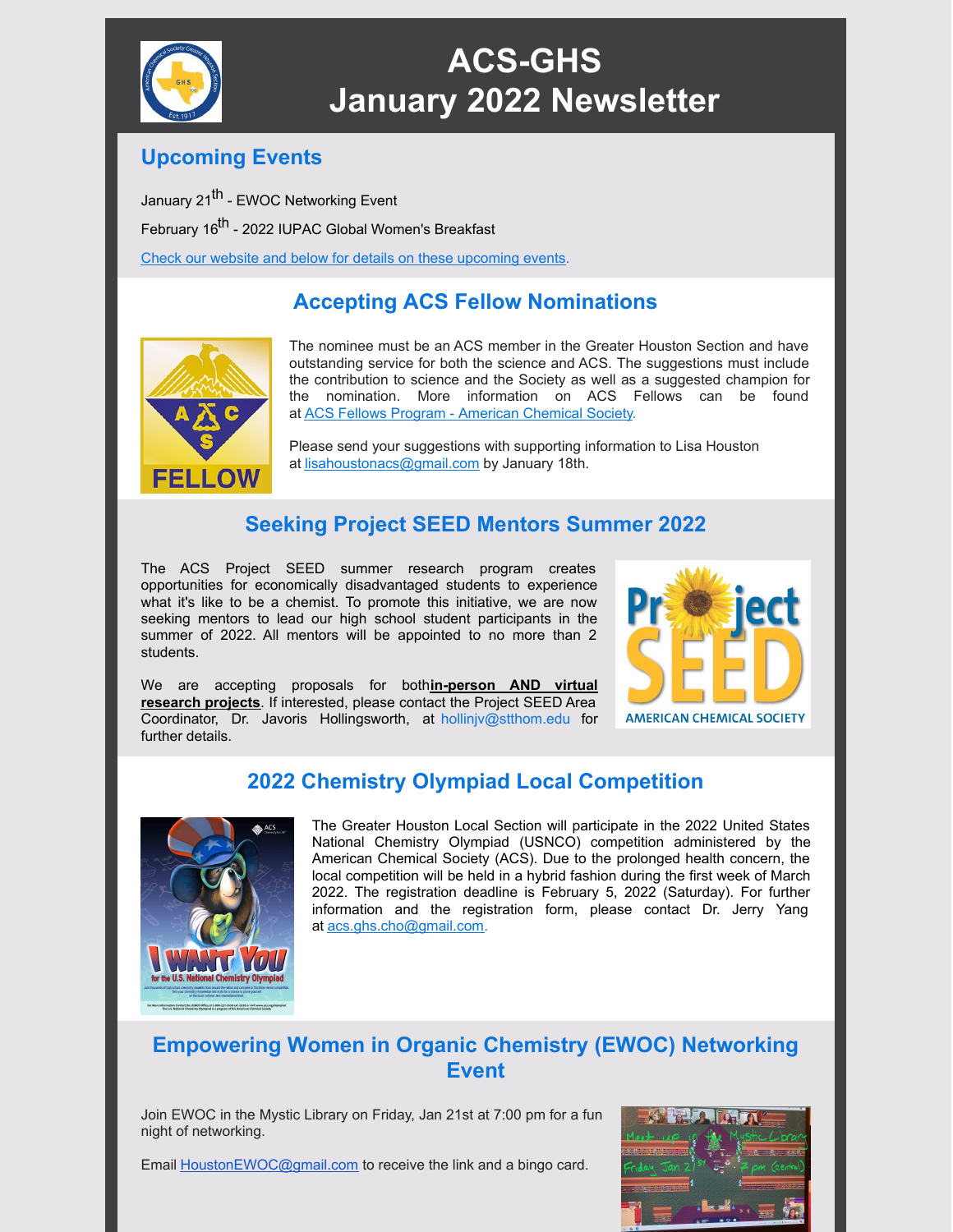# ACS-GHS January 2022 Newsletter

## Upcoming Events

January 21$^{th}$ - EWOC Networking Event

February 16$^{th}$ - 2022 IUPAC Global Women's Breakfast

Check our website and below for details on these upcoming events.

## Accepting ACS Fellow Nominations

The nominee must be an ACS member in the Greater Houston Section and have outstanding service for both the science and ACS. The suggestions must include the contribution to science and the Society as well as a suggested champion for the nomination. More information on ACS Fellows can be found at ACS Fellows Program - American Chemical Society.

Please send your suggestions with supporting information to Lisa Houston at lisahoustonacs@gmail.com by January 18th.

## Seeking Project SEED Mentors Summer 2022

The ACS Project SEED summer research program creates opportunities for economically disadvantaged students to experience what it's like to be a chemist. To promote this initiative, we are now seeking mentors to lead our high school student participants in the summer of 2022. All mentors will be appointed to no more than 2 students.

We are accepting proposals for both **in-person AND virtual research projects**. If interested, please contact the Project SEED Area Coordinator, Dr. Javoris Hollingsworth, at hollinjv@stthom.edu for further details.

## 2022 Chemistry Olympiad Local Competition

The Greater Houston Local Section will participate in the 2022 United States National Chemistry Olympiad (USNCO) competition administered by the American Chemical Society (ACS). Due to the prolonged health concern, the local competition will be held in a hybrid fashion during the first week of March 2022. The registration deadline is February 5, 2022 (Saturday). For further information and the registration form, please contact Dr. Jerry Yang at acs.ghs.cho@gmail.com.

## Empowering Women in Organic Chemistry (EWOC) Networking Event

Join EWOC in the Mystic Library on Friday, Jan 21st at 7:00 pm for a fun night of networking.

Email HoustonEWOC@gmail.com to receive the link and a bingo card.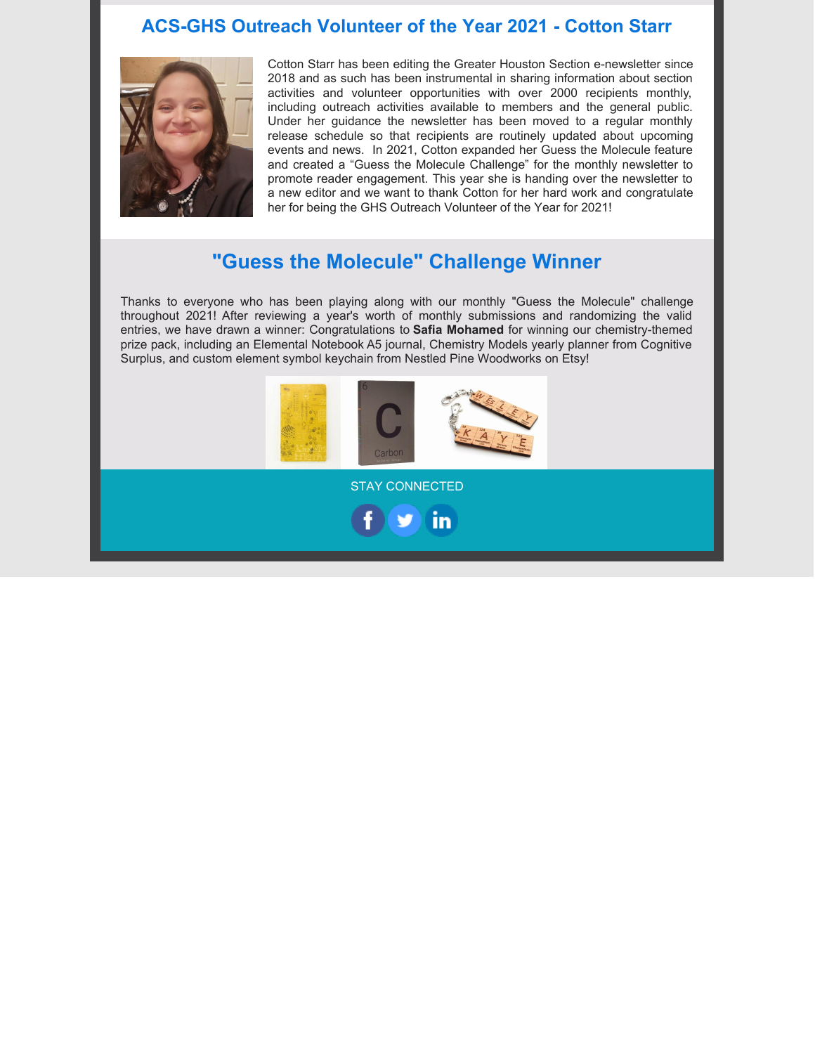## ACS-GHS Outreach Volunteer of the Year 2021 - Cotton Starr

Cotton Starr has been editing the Greater Houston Section e-newsletter since 2018 and as such has been instrumental in sharing information about section activities and volunteer opportunities with over 2000 recipients monthly, including outreach activities available to members and the general public. Under her guidance the newsletter has been moved to a regular monthly release schedule so that recipients are routinely updated about upcoming events and news. In 2021, Cotton expanded her Guess the Molecule feature and created a “Guess the Molecule Challenge” for the monthly newsletter to promote reader engagement. This year she is handing over the newsletter to a new editor and we want to thank Cotton for her hard work and congratulate her for being the GHS Outreach Volunteer of the Year for 2021!

## "Guess the Molecule" Challenge Winner

Thanks to everyone who has been playing along with our monthly "Guess the Molecule" challenge throughout 2021! After reviewing a year's worth of monthly submissions and randomizing the valid entries, we have drawn a winner: Congratulations to **Safia Mohamed** for winning our chemistry-themed prize pack, including an Elemental Notebook A5 journal, Chemistry Models yearly planner from Cognitive Surplus, and custom element symbol keychain from Nestled Pine Woodworks on Etsy!

STAY CONNECTED